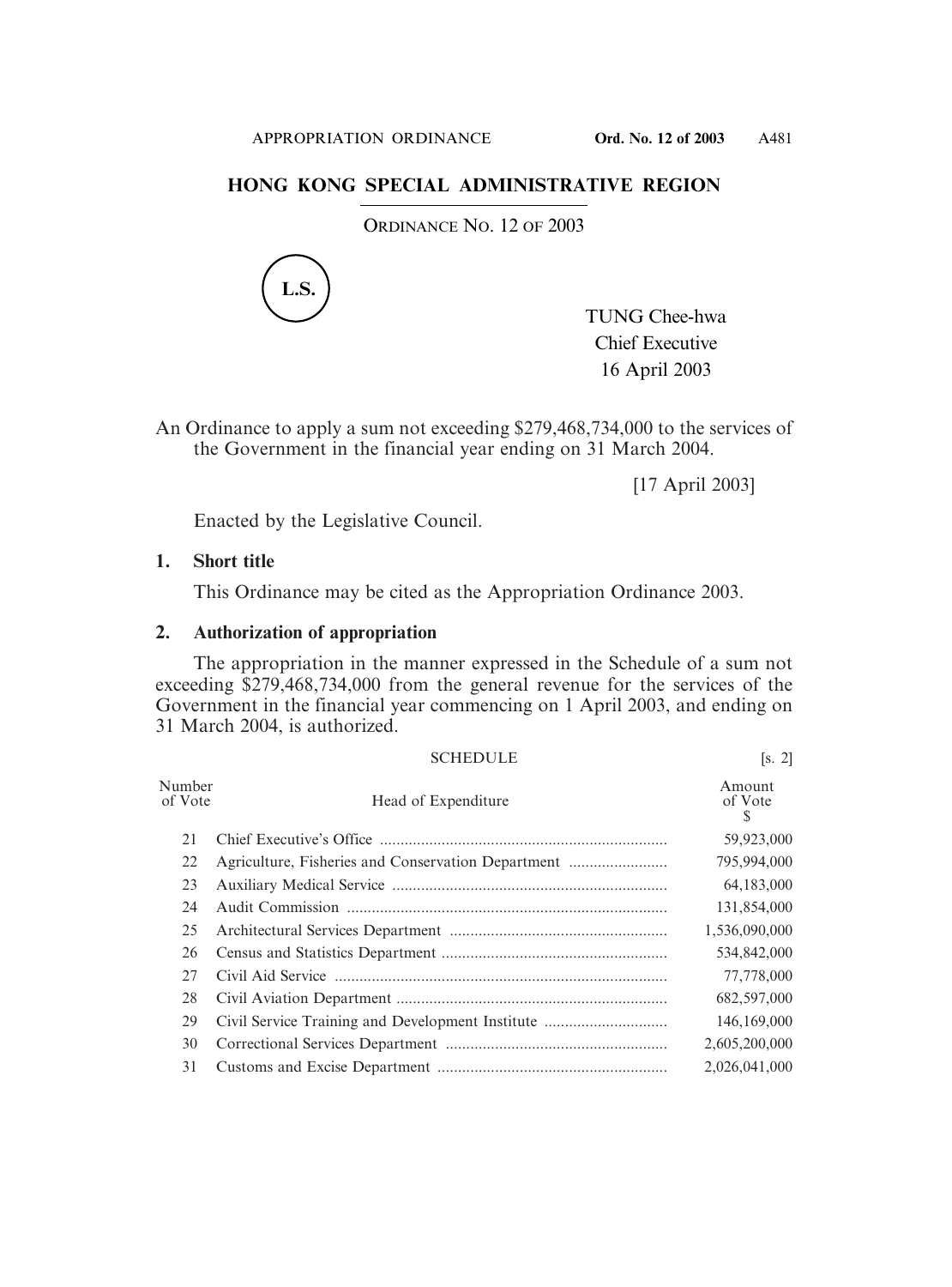# HONG KONG SPECIAL ADMINISTRATIVE REGION

ORDINANCE NO. 12 OF 2003

L.S.

TUNG Chee-hwa
Chief Executive
16 April 2003

An Ordinance to apply a sum not exceeding $279,468,734,000 to the services of the Government in the financial year ending on 31 March 2004.

[17 April 2003]

Enacted by the Legislative Council.

## 1. Short title

This Ordinance may be cited as the Appropriation Ordinance 2003.

## 2. Authorization of appropriation

The appropriation in the manner expressed in the Schedule of a sum not exceeding $279,468,734,000 from the general revenue for the services of the Government in the financial year commencing on 1 April 2003, and ending on 31 March 2004, is authorized.

SCHEDULE [s. 2]

| Number of Vote | Head of Expenditure | Amount of Vote $ |
|---|---|---|
| 21 | Chief Executive's Office | 59,923,000 |
| 22 | Agriculture, Fisheries and Conservation Department | 795,994,000 |
| 23 | Auxiliary Medical Service | 64,183,000 |
| 24 | Audit Commission | 131,854,000 |
| 25 | Architectural Services Department | 1,536,090,000 |
| 26 | Census and Statistics Department | 534,842,000 |
| 27 | Civil Aid Service | 77,778,000 |
| 28 | Civil Aviation Department | 682,597,000 |
| 29 | Civil Service Training and Development Institute | 146,169,000 |
| 30 | Correctional Services Department | 2,605,200,000 |
| 31 | Customs and Excise Department | 2,026,041,000 |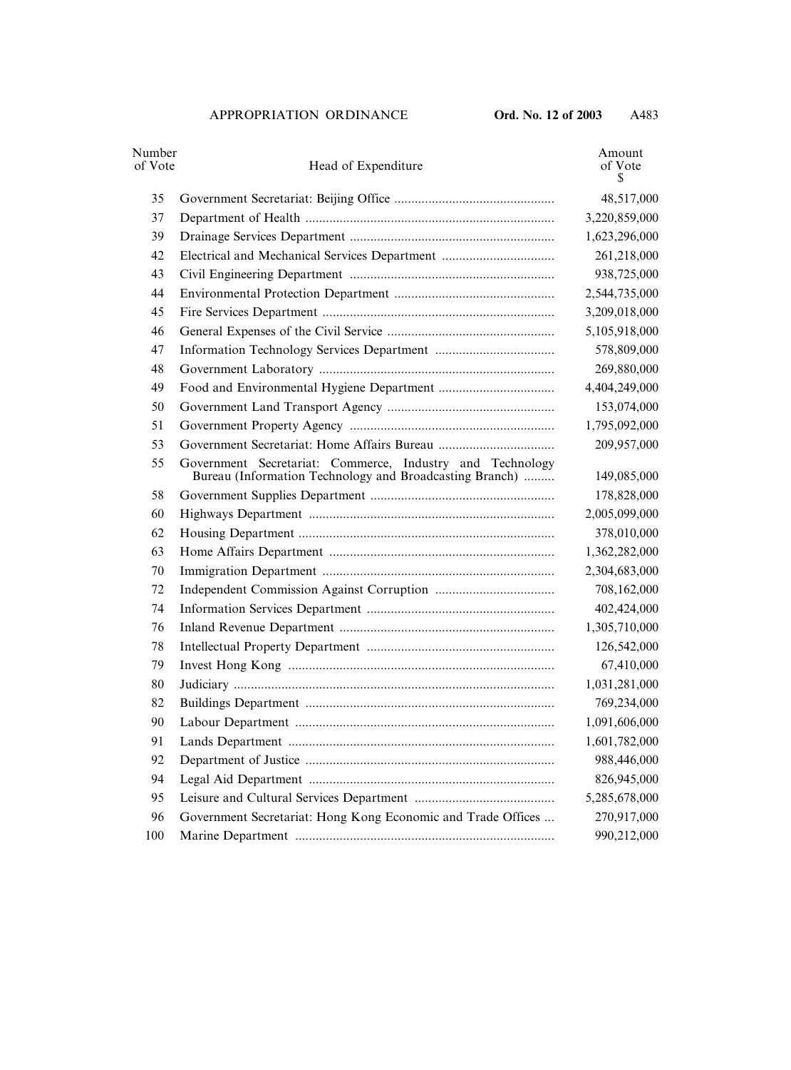| Number of Vote | Head of Expenditure | Amount of Vote $ |
|---|---|---|
| 35 | Government Secretariat: Beijing Office | 48,517,000 |
| 37 | Department of Health | 3,220,859,000 |
| 39 | Drainage Services Department | 1,623,296,000 |
| 42 | Electrical and Mechanical Services Department | 261,218,000 |
| 43 | Civil Engineering Department | 938,725,000 |
| 44 | Environmental Protection Department | 2,544,735,000 |
| 45 | Fire Services Department | 3,209,018,000 |
| 46 | General Expenses of the Civil Service | 5,105,918,000 |
| 47 | Information Technology Services Department | 578,809,000 |
| 48 | Government Laboratory | 269,880,000 |
| 49 | Food and Environmental Hygiene Department | 4,404,249,000 |
| 50 | Government Land Transport Agency | 153,074,000 |
| 51 | Government Property Agency | 1,795,092,000 |
| 53 | Government Secretariat: Home Affairs Bureau | 209,957,000 |
| 55 | Government Secretariat: Commerce, Industry and Technology Bureau (Information Technology and Broadcasting Branch) | 149,085,000 |
| 58 | Government Supplies Department | 178,828,000 |
| 60 | Highways Department | 2,005,099,000 |
| 62 | Housing Department | 378,010,000 |
| 63 | Home Affairs Department | 1,362,282,000 |
| 70 | Immigration Department | 2,304,683,000 |
| 72 | Independent Commission Against Corruption | 708,162,000 |
| 74 | Information Services Department | 402,424,000 |
| 76 | Inland Revenue Department | 1,305,710,000 |
| 78 | Intellectual Property Department | 126,542,000 |
| 79 | Invest Hong Kong | 67,410,000 |
| 80 | Judiciary | 1,031,281,000 |
| 82 | Buildings Department | 769,234,000 |
| 90 | Labour Department | 1,091,606,000 |
| 91 | Lands Department | 1,601,782,000 |
| 92 | Department of Justice | 988,446,000 |
| 94 | Legal Aid Department | 826,945,000 |
| 95 | Leisure and Cultural Services Department | 5,285,678,000 |
| 96 | Government Secretariat: Hong Kong Economic and Trade Offices | 270,917,000 |
| 100 | Marine Department | 990,212,000 |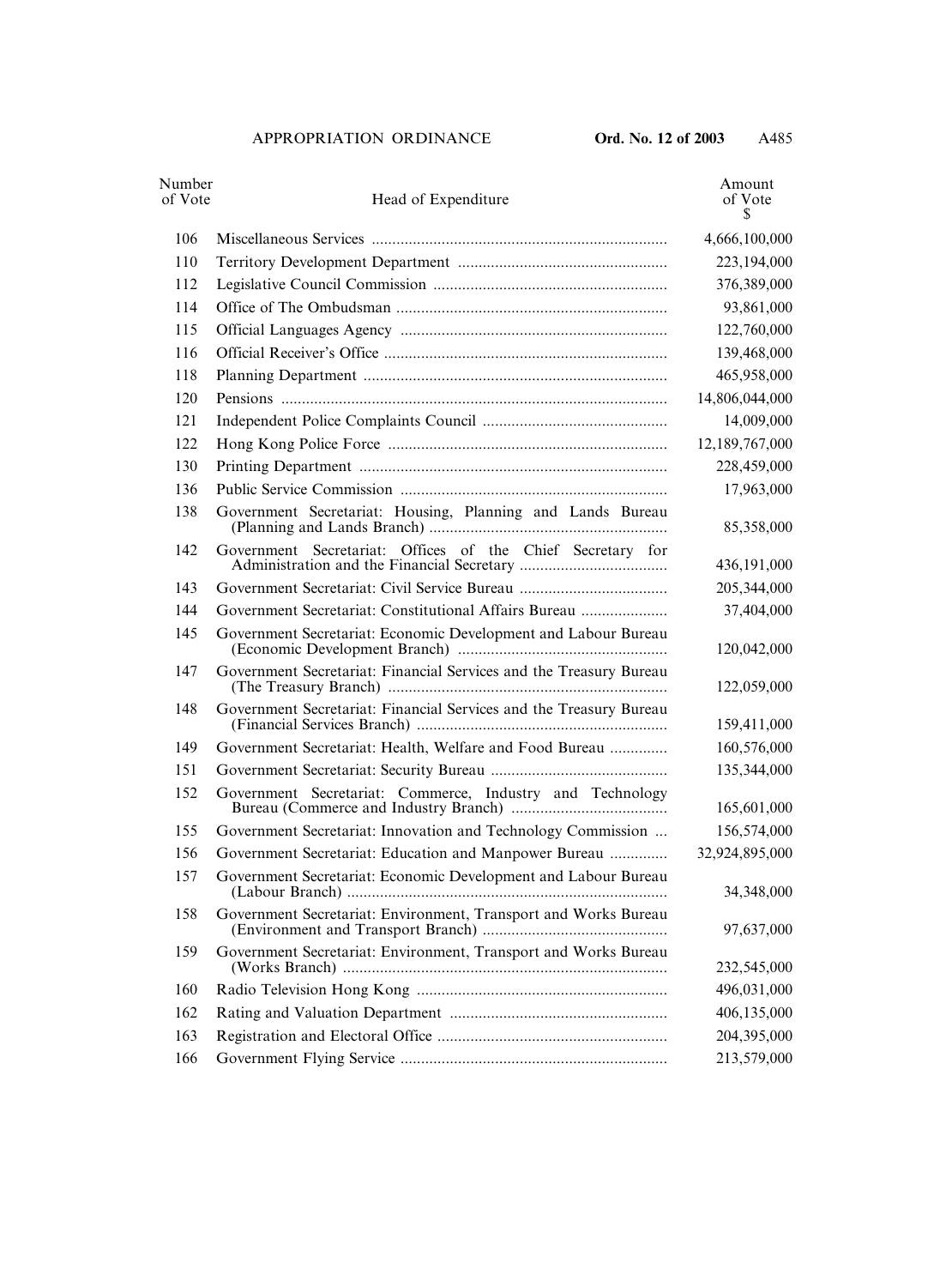| Number of Vote | Head of Expenditure | Amount of Vote $ |
|---|---|---|
| 106 | Miscellaneous Services | 4,666,100,000 |
| 110 | Territory Development Department | 223,194,000 |
| 112 | Legislative Council Commission | 376,389,000 |
| 114 | Office of The Ombudsman | 93,861,000 |
| 115 | Official Languages Agency | 122,760,000 |
| 116 | Official Receiver's Office | 139,468,000 |
| 118 | Planning Department | 465,958,000 |
| 120 | Pensions | 14,806,044,000 |
| 121 | Independent Police Complaints Council | 14,009,000 |
| 122 | Hong Kong Police Force | 12,189,767,000 |
| 130 | Printing Department | 228,459,000 |
| 136 | Public Service Commission | 17,963,000 |
| 138 | Government Secretariat: Housing, Planning and Lands Bureau (Planning and Lands Branch) | 85,358,000 |
| 142 | Government Secretariat: Offices of the Chief Secretary for Administration and the Financial Secretary | 436,191,000 |
| 143 | Government Secretariat: Civil Service Bureau | 205,344,000 |
| 144 | Government Secretariat: Constitutional Affairs Bureau | 37,404,000 |
| 145 | Government Secretariat: Economic Development and Labour Bureau (Economic Development Branch) | 120,042,000 |
| 147 | Government Secretariat: Financial Services and the Treasury Bureau (The Treasury Branch) | 122,059,000 |
| 148 | Government Secretariat: Financial Services and the Treasury Bureau (Financial Services Branch) | 159,411,000 |
| 149 | Government Secretariat: Health, Welfare and Food Bureau | 160,576,000 |
| 151 | Government Secretariat: Security Bureau | 135,344,000 |
| 152 | Government Secretariat: Commerce, Industry and Technology Bureau (Commerce and Industry Branch) | 165,601,000 |
| 155 | Government Secretariat: Innovation and Technology Commission | 156,574,000 |
| 156 | Government Secretariat: Education and Manpower Bureau | 32,924,895,000 |
| 157 | Government Secretariat: Economic Development and Labour Bureau (Labour Branch) | 34,348,000 |
| 158 | Government Secretariat: Environment, Transport and Works Bureau (Environment and Transport Branch) | 97,637,000 |
| 159 | Government Secretariat: Environment, Transport and Works Bureau (Works Branch) | 232,545,000 |
| 160 | Radio Television Hong Kong | 496,031,000 |
| 162 | Rating and Valuation Department | 406,135,000 |
| 163 | Registration and Electoral Office | 204,395,000 |
| 166 | Government Flying Service | 213,579,000 |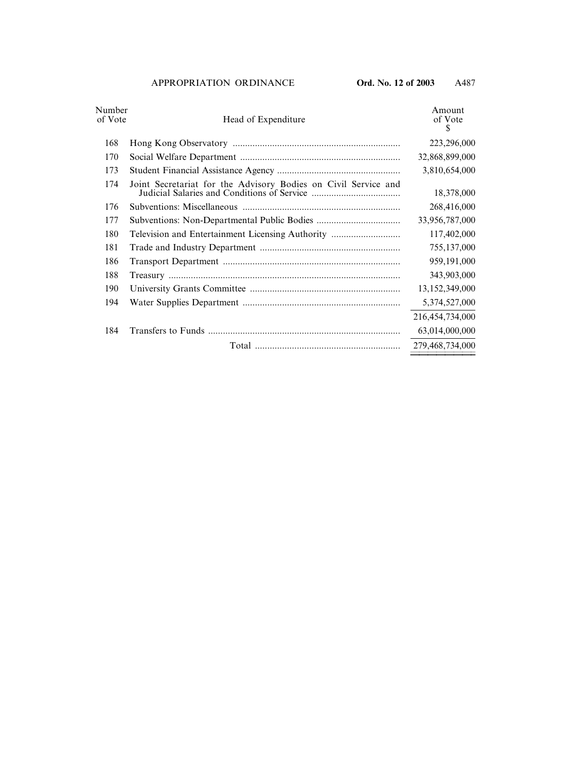| Number of Vote | Head of Expenditure | Amount of Vote $ |
|---|---|---|
| 168 | Hong Kong Observatory | 223,296,000 |
| 170 | Social Welfare Department | 32,868,899,000 |
| 173 | Student Financial Assistance Agency | 3,810,654,000 |
| 174 | Joint Secretariat for the Advisory Bodies on Civil Service and Judicial Salaries and Conditions of Service | 18,378,000 |
| 176 | Subventions: Miscellaneous | 268,416,000 |
| 177 | Subventions: Non-Departmental Public Bodies | 33,956,787,000 |
| 180 | Television and Entertainment Licensing Authority | 117,402,000 |
| 181 | Trade and Industry Department | 755,137,000 |
| 186 | Transport Department | 959,191,000 |
| 188 | Treasury | 343,903,000 |
| 190 | University Grants Committee | 13,152,349,000 |
| 194 | Water Supplies Department | 5,374,527,000 |
| | | 216,454,734,000 |
| 184 | Transfers to Funds | 63,014,000,000 |
| | Total | 279,468,734,000 |